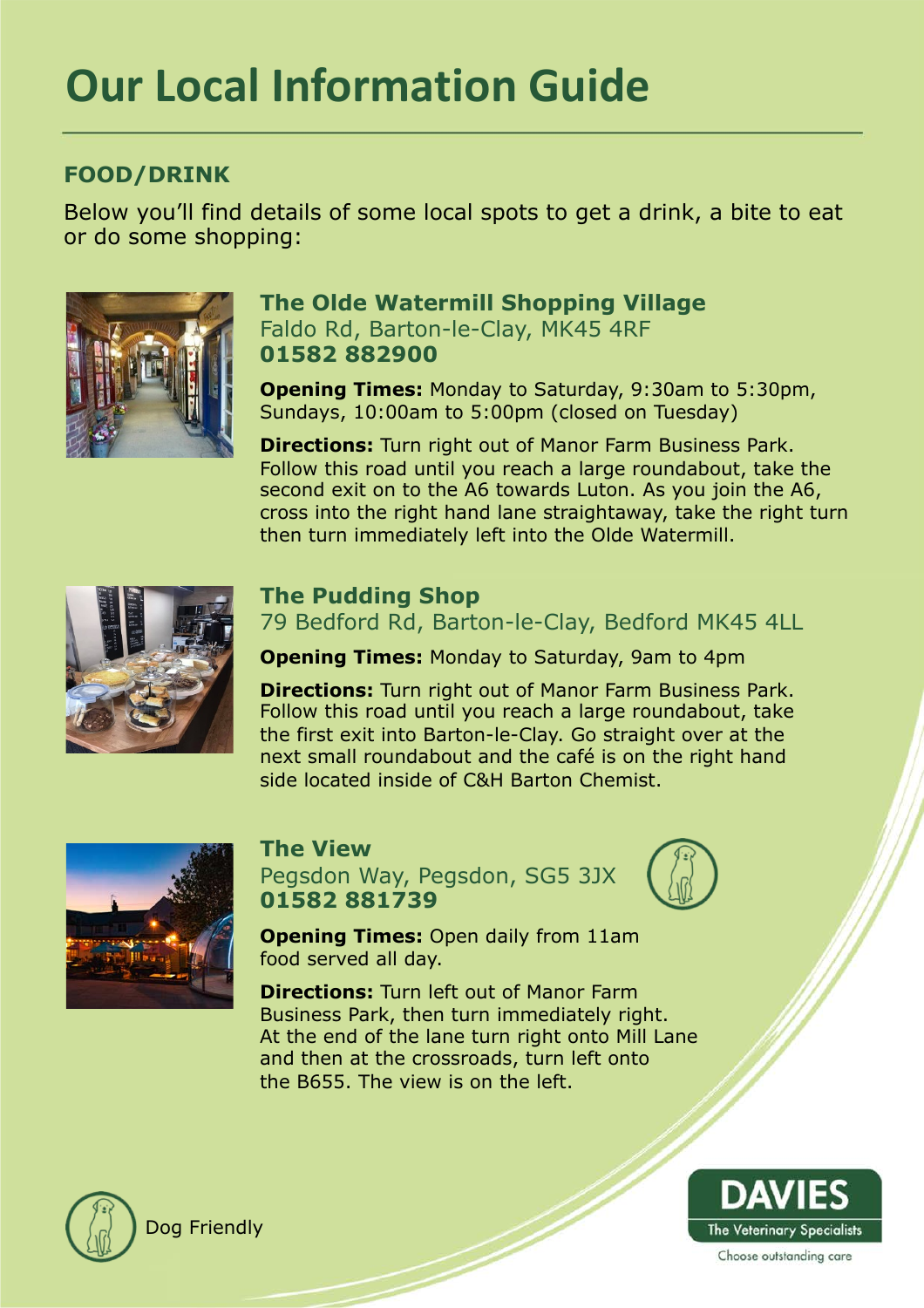# Our Local Information Guide

## FOOD/DRINK

Below you'll find details of some local spots to get a drink, a bite to eat or do some shopping:

### The Olde Watermill Shopping Village

Faldo Rd, Barton-le-Clay, MK45 4RF
**01582 882900**

**Opening Times:** Monday to Saturday, 9:30am to 5:30pm, Sundays, 10:00am to 5:00pm (closed on Tuesday)

**Directions:** Turn right out of Manor Farm Business Park. Follow this road until you reach a large roundabout, take the second exit on to the A6 towards Luton. As you join the A6, cross into the right hand lane straightaway, take the right turn then turn immediately left into the Olde Watermill.

### The Pudding Shop

79 Bedford Rd, Barton-le-Clay, Bedford MK45 4LL

**Opening Times:** Monday to Saturday, 9am to 4pm

**Directions:** Turn right out of Manor Farm Business Park. Follow this road until you reach a large roundabout, take the first exit into Barton-le-Clay. Go straight over at the next small roundabout and the café is on the right hand side located inside of C&H Barton Chemist.

### The View

Pegsdon Way, Pegsdon, SG5 3JX
**01582 881739**

**Opening Times:** Open daily from 11am food served all day.

**Directions:** Turn left out of Manor Farm Business Park, then turn immediately right. At the end of the lane turn right onto Mill Lane and then at the crossroads, turn left onto the B655. The view is on the left.

Dog Friendly

DAVIES
The Veterinary Specialists
Choose outstanding care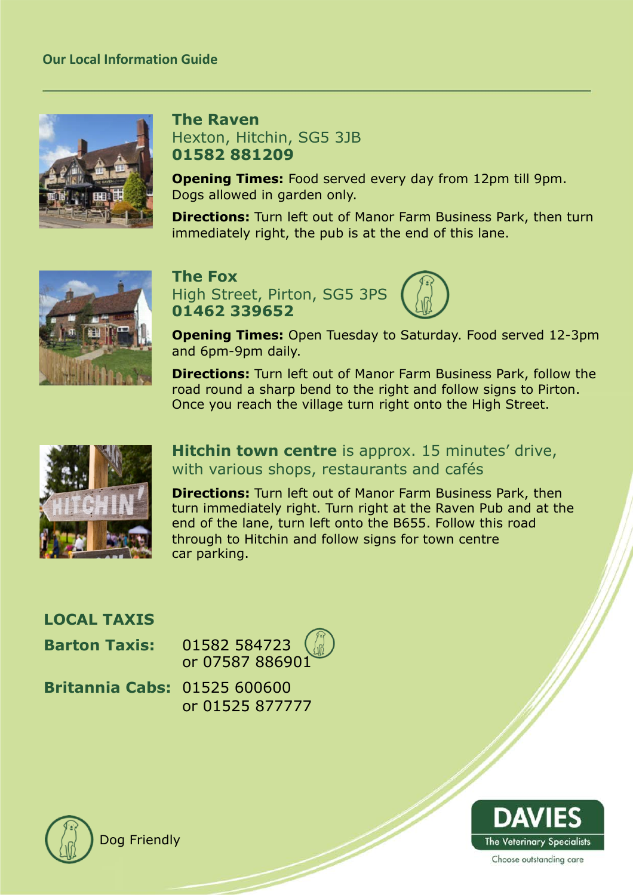## Our Local Information Guide

### The Raven

Hexton, Hitchin, SG5 3JB
**01582 881209**

**Opening Times:** Food served every day from 12pm till 9pm. Dogs allowed in garden only.

**Directions:** Turn left out of Manor Farm Business Park, then turn immediately right, the pub is at the end of this lane.

### The Fox

High Street, Pirton, SG5 3PS
**01462 339652**

**Opening Times:** Open Tuesday to Saturday. Food served 12-3pm and 6pm-9pm daily.

**Directions:** Turn left out of Manor Farm Business Park, follow the road round a sharp bend to the right and follow signs to Pirton. Once you reach the village turn right onto the High Street.

### **Hitchin town centre** is approx. 15 minutes' drive, with various shops, restaurants and cafés

**Directions:** Turn left out of Manor Farm Business Park, then turn immediately right. Turn right at the Raven Pub and at the end of the lane, turn left onto the B655. Follow this road through to Hitchin and follow signs for town centre car parking.

### LOCAL TAXIS

**Barton Taxis:** 01582 584723 or 07587 886901

**Britannia Cabs:** 01525 600600 or 01525 877777

Dog Friendly

DAVIES The Veterinary Specialists
Choose outstanding care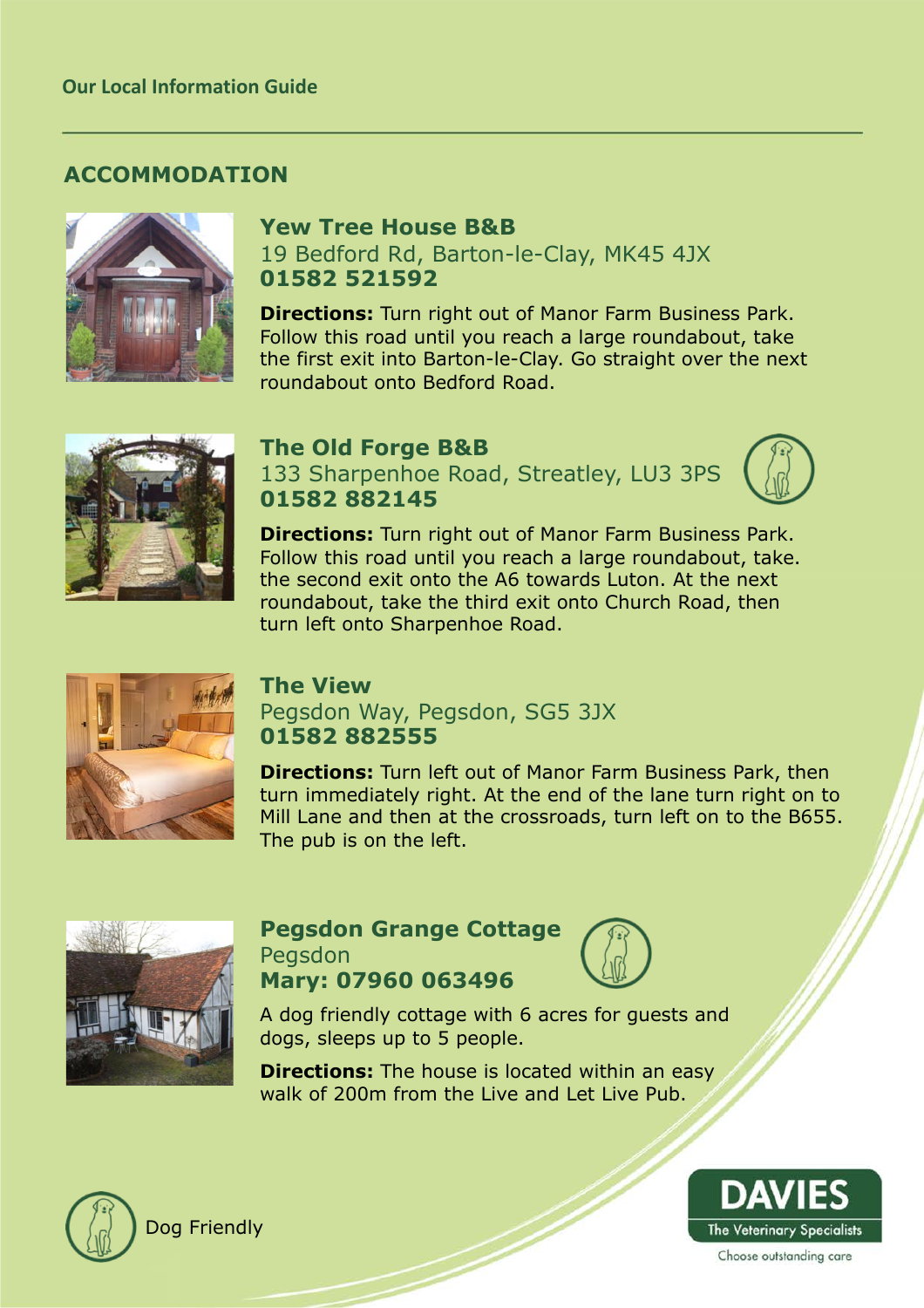## ACCOMMODATION

### Yew Tree House B&B

19 Bedford Rd, Barton-le-Clay, MK45 4JX
**01582 521592**

**Directions:** Turn right out of Manor Farm Business Park. Follow this road until you reach a large roundabout, take the first exit into Barton-le-Clay. Go straight over the next roundabout onto Bedford Road.

### The Old Forge B&B

133 Sharpenhoe Road, Streatley, LU3 3PS
**01582 882145**

**Directions:** Turn right out of Manor Farm Business Park. Follow this road until you reach a large roundabout, take. the second exit onto the A6 towards Luton. At the next roundabout, take the third exit onto Church Road, then turn left onto Sharpenhoe Road.

### The View

Pegsdon Way, Pegsdon, SG5 3JX
**01582 882555**

**Directions:** Turn left out of Manor Farm Business Park, then turn immediately right. At the end of the lane turn right on to Mill Lane and then at the crossroads, turn left on to the B655. The pub is on the left.

### Pegsdon Grange Cottage

Pegsdon
**Mary: 07960 063496**

A dog friendly cottage with 6 acres for guests and dogs, sleeps up to 5 people.

**Directions:** The house is located within an easy walk of 200m from the Live and Let Live Pub.

Dog Friendly

DAVIES
The Veterinary Specialists
Choose outstanding care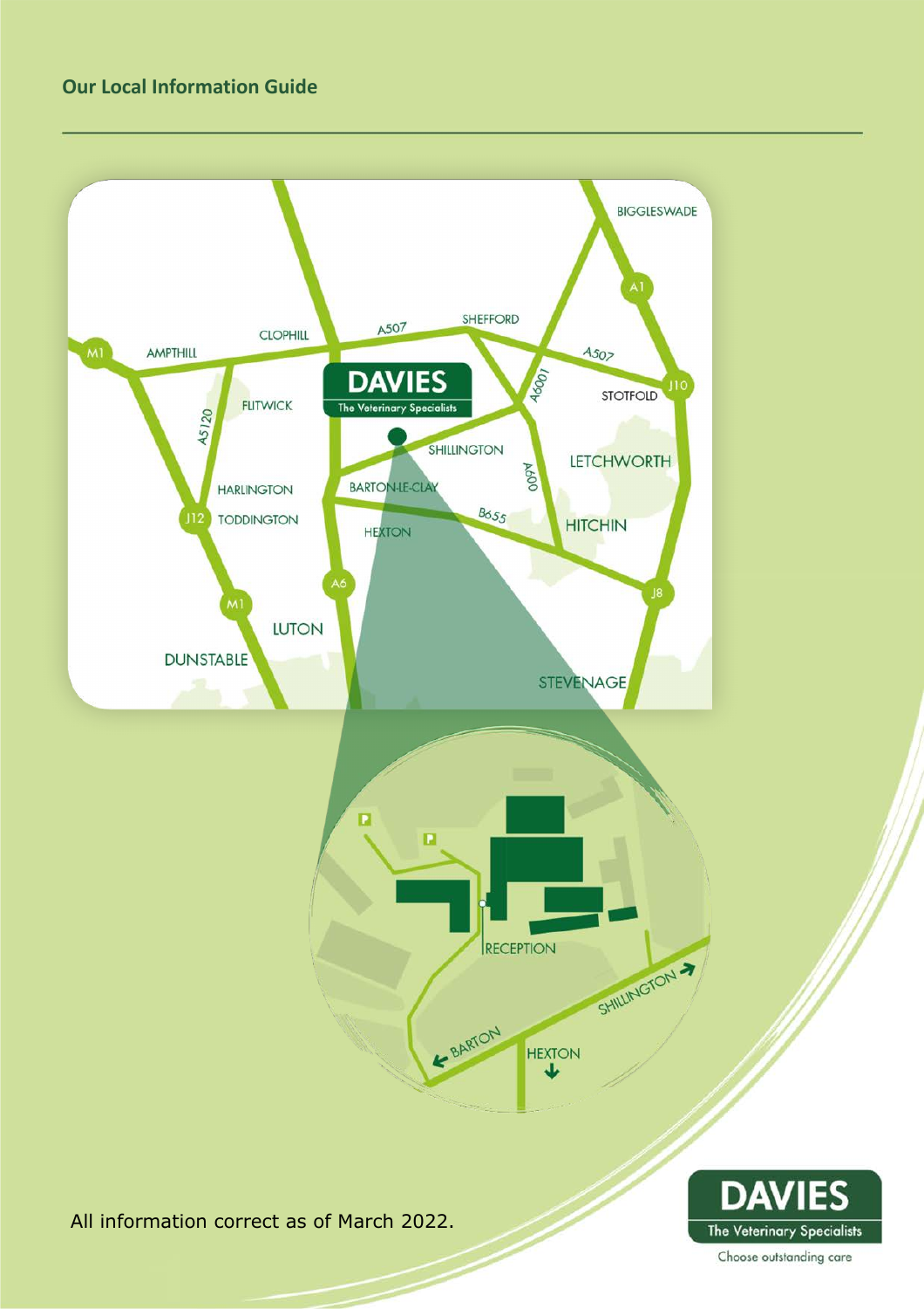## Our Local Information Guide

BIGGLESWADE

A1

SHEFFORD

A507

CLOPHILL

M1

AMPTHILL

A507

DAVIES

The Veterinary Specialists

A6001

J10

STOTFOLD

FLITWICK

A5120

SHILLINGTON

LETCHWORTH

A600

HARLINGTON

BARTON-LE-CLAY

J12

TODDINGTON

B655

HEXTON

HITCHIN

A6

J8

M1

LUTON

DUNSTABLE

STEVENAGE

P

P

RECEPTION

SHILLINGTON

BARTON

HEXTON

All information correct as of March 2022.

DAVIES

The Veterinary Specialists

Choose outstanding care